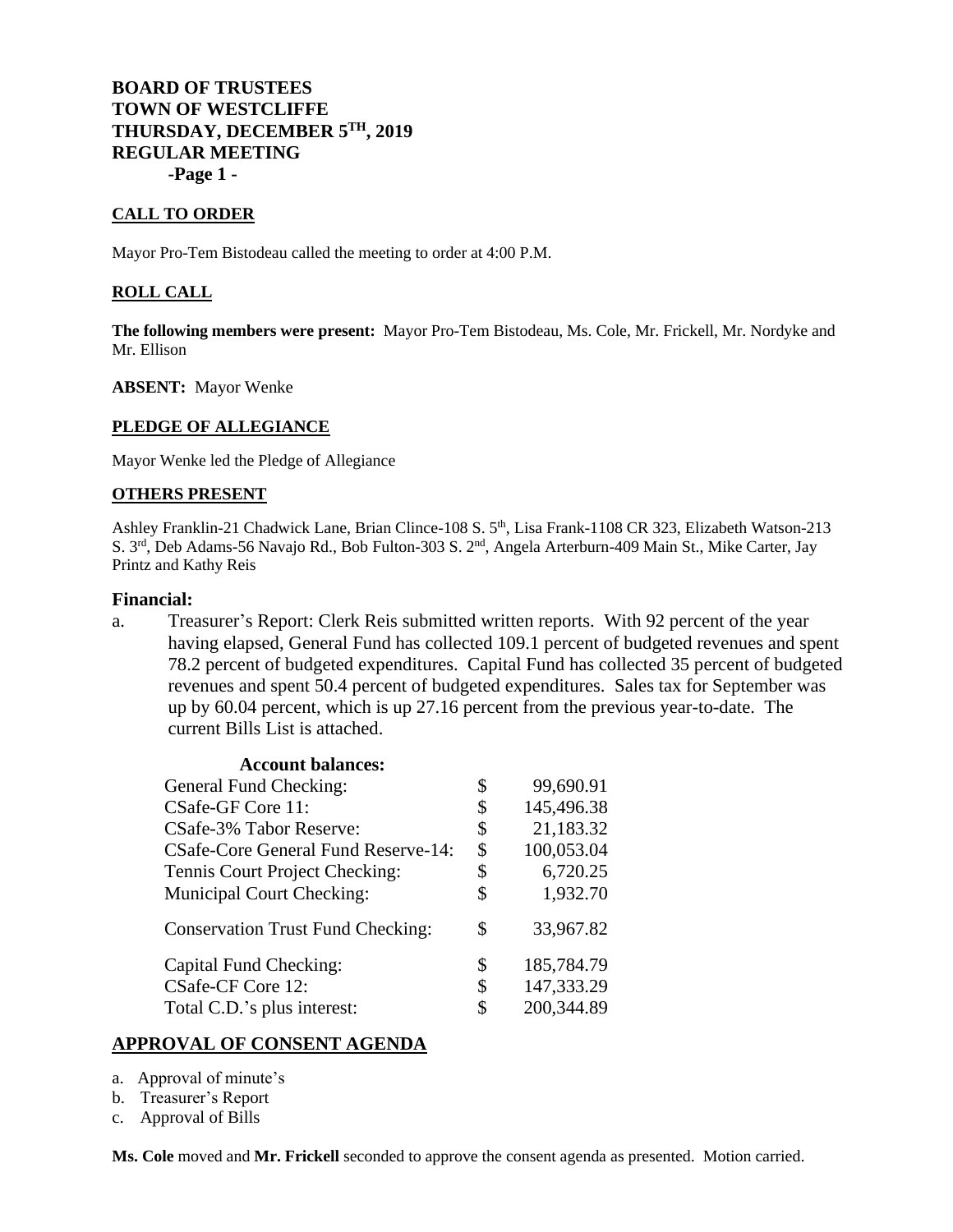# BOARD OF TRUSTEES
# TOWN OF WESTCLIFFE
# THURSDAY, DECEMBER 5TH, 2019
# REGULAR MEETING

**CALL TO ORDER**

Mayor Pro-Tem Bistodeau called the meeting to order at 4:00 P.M.

**ROLL CALL**

**The following members were present:** Mayor Pro-Tem Bistodeau, Ms. Cole, Mr. Frickell, Mr. Nordyke and Mr. Ellison

**ABSENT:** Mayor Wenke

**PLEDGE OF ALLEGIANCE**

Mayor Wenke led the Pledge of Allegiance

**OTHERS PRESENT**

Ashley Franklin-21 Chadwick Lane, Brian Clince-108 S. 5th, Lisa Frank-1108 CR 323, Elizabeth Watson-213 S. 3rd, Deb Adams-56 Navajo Rd., Bob Fulton-303 S. 2nd, Angela Arterburn-409 Main St., Mike Carter, Jay Printz and Kathy Reis

## Financial:

a. Treasurer's Report: Clerk Reis submitted written reports. With 92 percent of the year having elapsed, General Fund has collected 109.1 percent of budgeted revenues and spent 78.2 percent of budgeted expenditures. Capital Fund has collected 35 percent of budgeted revenues and spent 50.4 percent of budgeted expenditures. Sales tax for September was up by 60.04 percent, which is up 27.16 percent from the previous year-to-date. The current Bills List is attached.

**Account balances:**

| Account | | Balance |
|---|---|---|
| General Fund Checking: | $ | 99,690.91 |
| CSafe-GF Core 11: | $ | 145,496.38 |
| CSafe-3% Tabor Reserve: | $ | 21,183.32 |
| CSafe-Core General Fund Reserve-14: | $ | 100,053.04 |
| Tennis Court Project Checking: | $ | 6,720.25 |
| Municipal Court Checking: | $ | 1,932.70 |
| Conservation Trust Fund Checking: | $ | 33,967.82 |
| Capital Fund Checking: | $ | 185,784.79 |
| CSafe-CF Core 12: | $ | 147,333.29 |
| Total C.D.'s plus interest: | $ | 200,344.89 |

## APPROVAL OF CONSENT AGENDA

a. Approval of minute's
b. Treasurer's Report
c. Approval of Bills

**Ms. Cole** moved and **Mr. Frickell** seconded to approve the consent agenda as presented. Motion carried.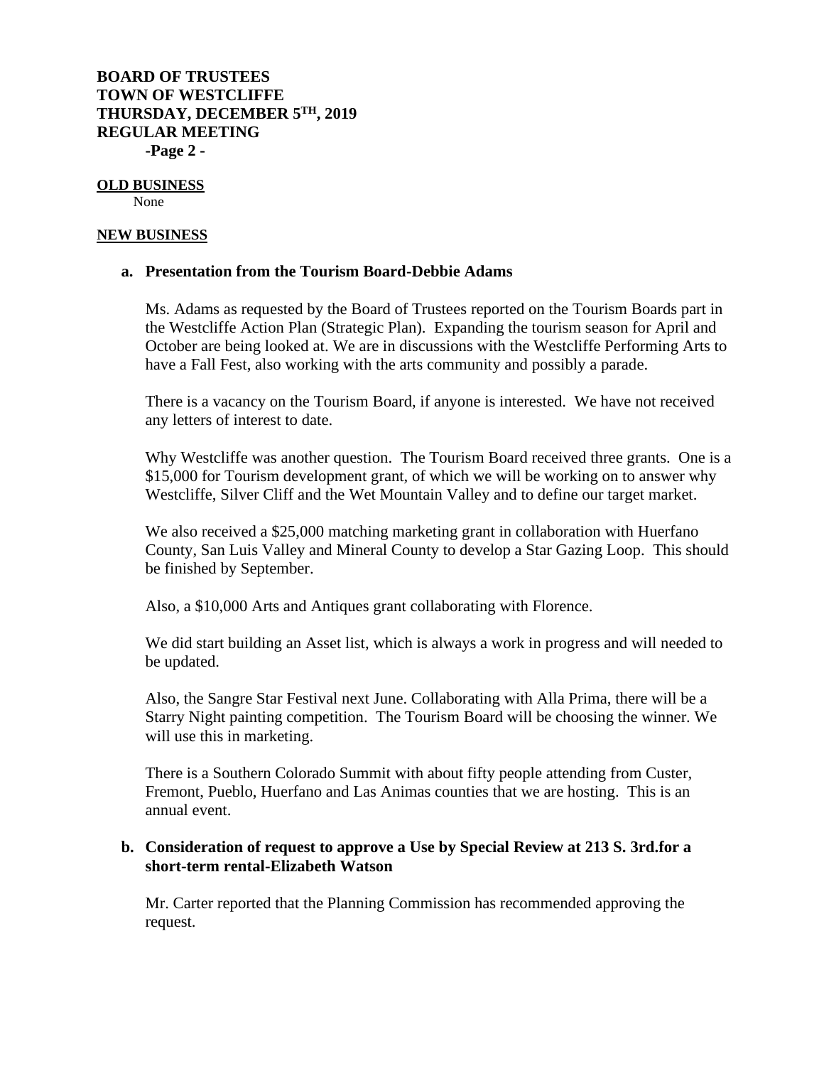**BOARD OF TRUSTEES**
**TOWN OF WESTCLIFFE**
**THURSDAY, DECEMBER 5TH, 2019**
**REGULAR MEETING**
**-Page 2 -**

**OLD BUSINESS**

None

**NEW BUSINESS**

**a. Presentation from the Tourism Board-Debbie Adams**

Ms. Adams as requested by the Board of Trustees reported on the Tourism Boards part in the Westcliffe Action Plan (Strategic Plan). Expanding the tourism season for April and October are being looked at. We are in discussions with the Westcliffe Performing Arts to have a Fall Fest, also working with the arts community and possibly a parade.

There is a vacancy on the Tourism Board, if anyone is interested. We have not received any letters of interest to date.

Why Westcliffe was another question. The Tourism Board received three grants. One is a $15,000 for Tourism development grant, of which we will be working on to answer why Westcliffe, Silver Cliff and the Wet Mountain Valley and to define our target market.

We also received a $25,000 matching marketing grant in collaboration with Huerfano County, San Luis Valley and Mineral County to develop a Star Gazing Loop. This should be finished by September.

Also, a $10,000 Arts and Antiques grant collaborating with Florence.

We did start building an Asset list, which is always a work in progress and will needed to be updated.

Also, the Sangre Star Festival next June. Collaborating with Alla Prima, there will be a Starry Night painting competition. The Tourism Board will be choosing the winner. We will use this in marketing.

There is a Southern Colorado Summit with about fifty people attending from Custer, Fremont, Pueblo, Huerfano and Las Animas counties that we are hosting. This is an annual event.

**b. Consideration of request to approve a Use by Special Review at 213 S. 3rd.for a short-term rental-Elizabeth Watson**

Mr. Carter reported that the Planning Commission has recommended approving the request.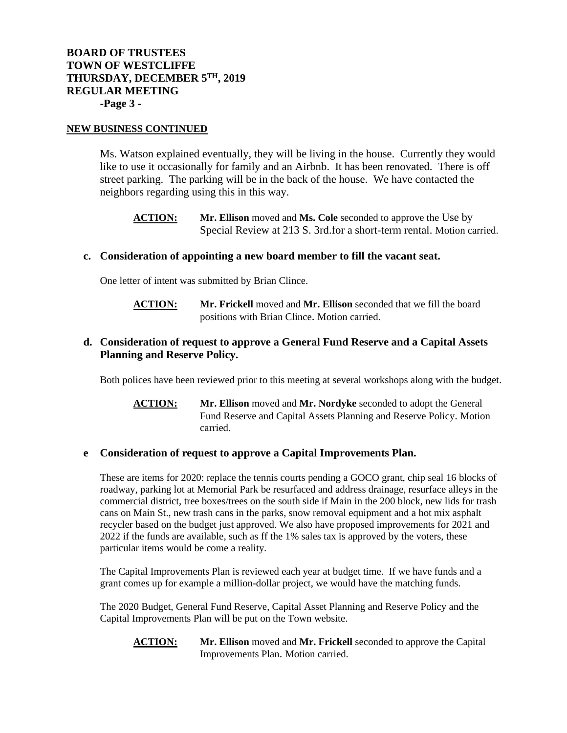## NEW BUSINESS CONTINUED

Ms. Watson explained eventually, they will be living in the house. Currently they would like to use it occasionally for family and an Airbnb. It has been renovated. There is off street parking. The parking will be in the back of the house. We have contacted the neighbors regarding using this in this way.

> **ACTION:** **Mr. Ellison** moved and **Ms. Cole** seconded to approve the Use by Special Review at 213 S. 3rd.for a short-term rental. Motion carried.

### c. Consideration of appointing a new board member to fill the vacant seat.

One letter of intent was submitted by Brian Clince.

> **ACTION:** **Mr. Frickell** moved and **Mr. Ellison** seconded that we fill the board positions with Brian Clince. Motion carried.

### d. Consideration of request to approve a General Fund Reserve and a Capital Assets Planning and Reserve Policy.

Both polices have been reviewed prior to this meeting at several workshops along with the budget.

> **ACTION:** **Mr. Ellison** moved and **Mr. Nordyke** seconded to adopt the General Fund Reserve and Capital Assets Planning and Reserve Policy. Motion carried.

### e Consideration of request to approve a Capital Improvements Plan.

These are items for 2020: replace the tennis courts pending a GOCO grant, chip seal 16 blocks of roadway, parking lot at Memorial Park be resurfaced and address drainage, resurface alleys in the commercial district, tree boxes/trees on the south side if Main in the 200 block, new lids for trash cans on Main St., new trash cans in the parks, snow removal equipment and a hot mix asphalt recycler based on the budget just approved. We also have proposed improvements for 2021 and 2022 if the funds are available, such as ff the 1% sales tax is approved by the voters, these particular items would be come a reality.

The Capital Improvements Plan is reviewed each year at budget time. If we have funds and a grant comes up for example a million-dollar project, we would have the matching funds.

The 2020 Budget, General Fund Reserve, Capital Asset Planning and Reserve Policy and the Capital Improvements Plan will be put on the Town website.

> **ACTION:** **Mr. Ellison** moved and **Mr. Frickell** seconded to approve the Capital Improvements Plan. Motion carried.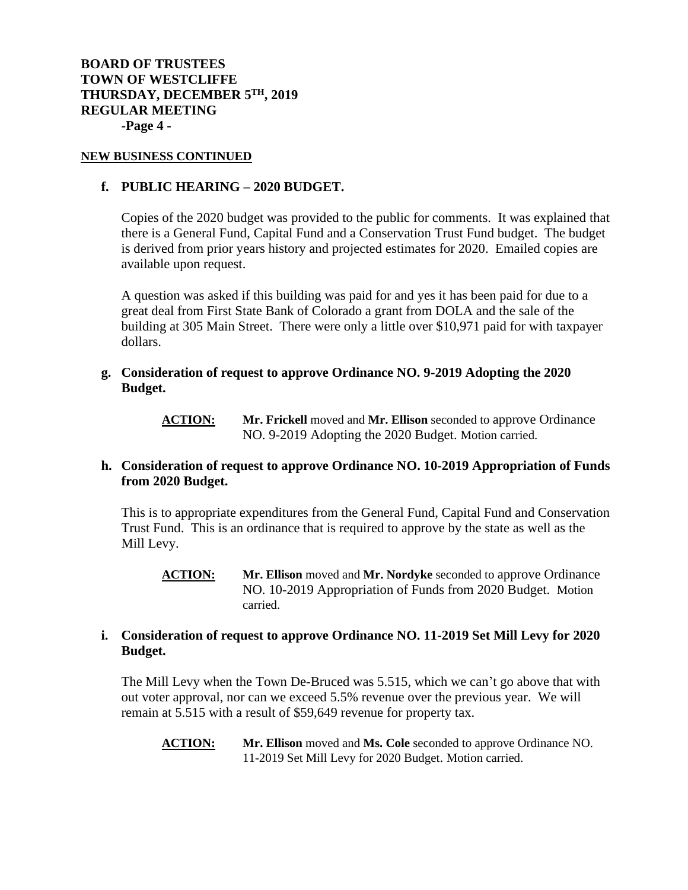**NEW BUSINESS CONTINUED**

**f. PUBLIC HEARING – 2020 BUDGET.**

Copies of the 2020 budget was provided to the public for comments. It was explained that there is a General Fund, Capital Fund and a Conservation Trust Fund budget. The budget is derived from prior years history and projected estimates for 2020. Emailed copies are available upon request.

A question was asked if this building was paid for and yes it has been paid for due to a great deal from First State Bank of Colorado a grant from DOLA and the sale of the building at 305 Main Street. There were only a little over $10,971 paid for with taxpayer dollars.

**g. Consideration of request to approve Ordinance NO. 9-2019 Adopting the 2020 Budget.**

**ACTION:** **Mr. Frickell** moved and **Mr. Ellison** seconded to approve Ordinance NO. 9-2019 Adopting the 2020 Budget. Motion carried.

**h. Consideration of request to approve Ordinance NO. 10-2019 Appropriation of Funds from 2020 Budget.**

This is to appropriate expenditures from the General Fund, Capital Fund and Conservation Trust Fund. This is an ordinance that is required to approve by the state as well as the Mill Levy.

**ACTION:** **Mr. Ellison** moved and **Mr. Nordyke** seconded to approve Ordinance NO. 10-2019 Appropriation of Funds from 2020 Budget. Motion carried.

**i. Consideration of request to approve Ordinance NO. 11-2019 Set Mill Levy for 2020 Budget.**

The Mill Levy when the Town De-Bruced was 5.515, which we can't go above that with out voter approval, nor can we exceed 5.5% revenue over the previous year. We will remain at 5.515 with a result of $59,649 revenue for property tax.

**ACTION:** **Mr. Ellison** moved and **Ms. Cole** seconded to approve Ordinance NO. 11-2019 Set Mill Levy for 2020 Budget. Motion carried.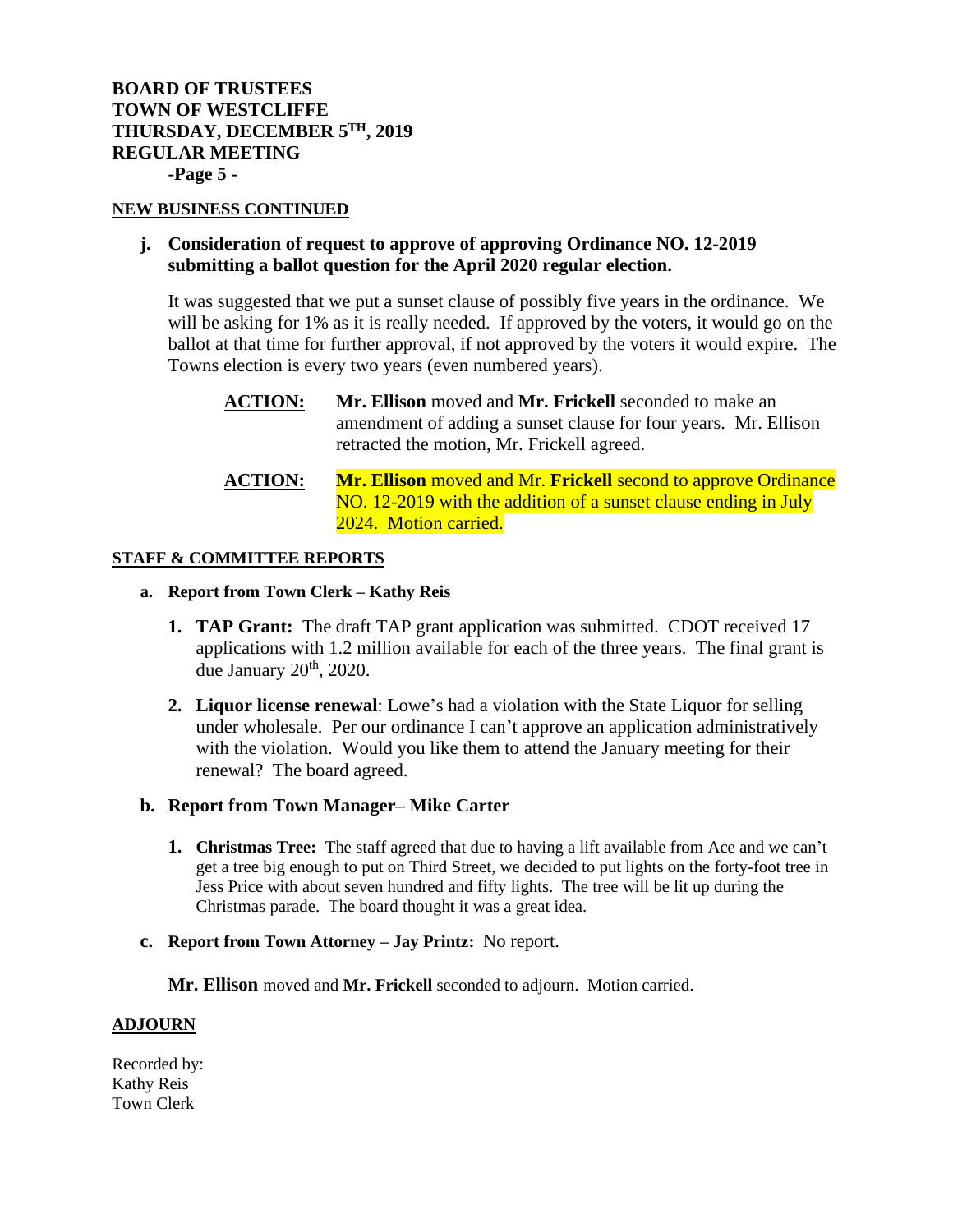**NEW BUSINESS CONTINUED**

**j. Consideration of request to approve of approving Ordinance NO. 12-2019 submitting a ballot question for the April 2020 regular election.**

It was suggested that we put a sunset clause of possibly five years in the ordinance. We will be asking for 1% as it is really needed. If approved by the voters, it would go on the ballot at that time for further approval, if not approved by the voters it would expire. The Towns election is every two years (even numbered years).

**ACTION:** **Mr. Ellison** moved and **Mr. Frickell** seconded to make an amendment of adding a sunset clause for four years. Mr. Ellison retracted the motion, Mr. Frickell agreed.

**ACTION:** **Mr. Ellison** moved and Mr. **Frickell** second to approve Ordinance NO. 12-2019 with the addition of a sunset clause ending in July 2024. Motion carried.

**STAFF & COMMITTEE REPORTS**

**a. Report from Town Clerk – Kathy Reis**

1. **TAP Grant:** The draft TAP grant application was submitted. CDOT received 17 applications with 1.2 million available for each of the three years. The final grant is due January 20th, 2020.

2. **Liquor license renewal**: Lowe's had a violation with the State Liquor for selling under wholesale. Per our ordinance I can't approve an application administratively with the violation. Would you like them to attend the January meeting for their renewal? The board agreed.

**b. Report from Town Manager– Mike Carter**

1. **Christmas Tree:** The staff agreed that due to having a lift available from Ace and we can't get a tree big enough to put on Third Street, we decided to put lights on the forty-foot tree in Jess Price with about seven hundred and fifty lights. The tree will be lit up during the Christmas parade. The board thought it was a great idea.

**c. Report from Town Attorney – Jay Printz:** No report.

**Mr. Ellison** moved and **Mr. Frickell** seconded to adjourn. Motion carried.

**ADJOURN**

Recorded by:
Kathy Reis
Town Clerk